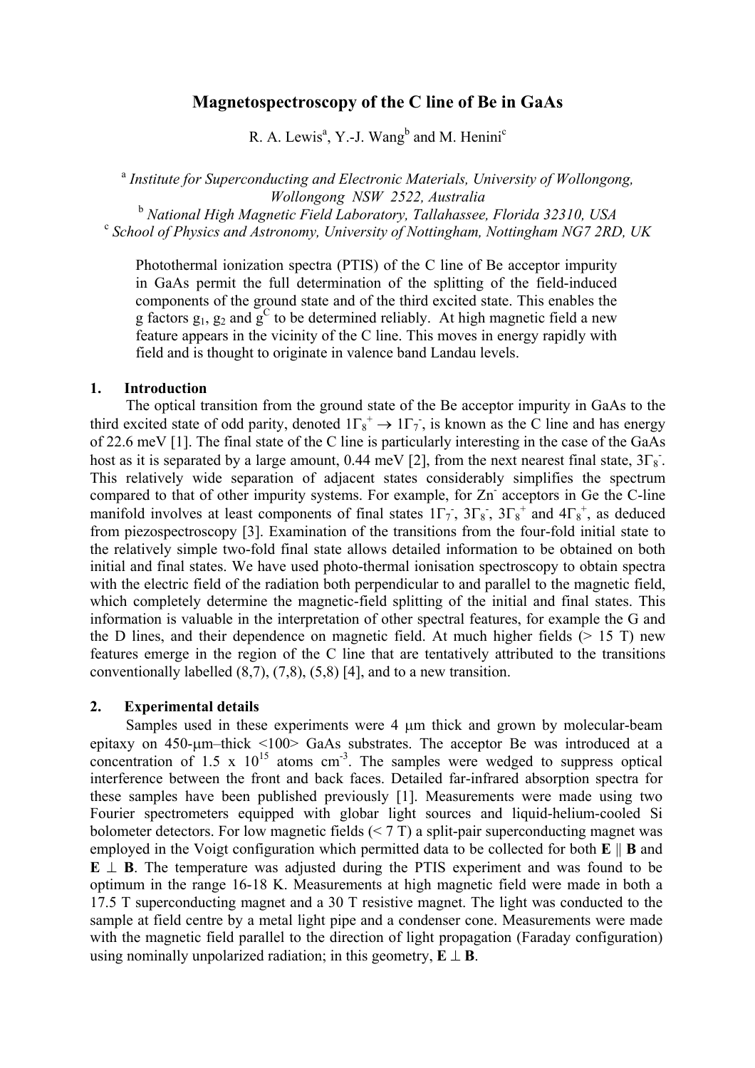# Magnetospectroscopy of the C line of Be in GaAs

R. A. Lewis[a], Y.-J. Wang[b] and M. Henini[c]

[a] *Institute for Superconducting and Electronic Materials, University of Wollongong, Wollongong NSW 2522, Australia*
[b] *National High Magnetic Field Laboratory, Tallahassee, Florida 32310, USA*
[c] *School of Physics and Astronomy, University of Nottingham, Nottingham NG7 2RD, UK*

Photothermal ionization spectra (PTIS) of the C line of Be acceptor impurity in GaAs permit the full determination of the splitting of the field-induced components of the ground state and of the third excited state. This enables the g factors $g_1$, $g_2$ and $g^C$ to be determined reliably. At high magnetic field a new feature appears in the vicinity of the C line. This moves in energy rapidly with field and is thought to originate in valence band Landau levels.

## 1. Introduction

The optical transition from the ground state of the Be acceptor impurity in GaAs to the third excited state of odd parity, denoted $1\Gamma_8^+ \rightarrow 1\Gamma_7^-$, is known as the C line and has energy of 22.6 meV [1]. The final state of the C line is particularly interesting in the case of the GaAs host as it is separated by a large amount, 0.44 meV [2], from the next nearest final state, $3\Gamma_8^-$. This relatively wide separation of adjacent states considerably simplifies the spectrum compared to that of other impurity systems. For example, for $Zn^-$ acceptors in Ge the C-line manifold involves at least components of final states $1\Gamma_7^-$, $3\Gamma_8^-$, $3\Gamma_8^+$ and $4\Gamma_8^+$, as deduced from piezospectroscopy [3]. Examination of the transitions from the four-fold initial state to the relatively simple two-fold final state allows detailed information to be obtained on both initial and final states. We have used photo-thermal ionisation spectroscopy to obtain spectra with the electric field of the radiation both perpendicular to and parallel to the magnetic field, which completely determine the magnetic-field splitting of the initial and final states. This information is valuable in the interpretation of other spectral features, for example the G and the D lines, and their dependence on magnetic field. At much higher fields (> 15 T) new features emerge in the region of the C line that are tentatively attributed to the transitions conventionally labelled (8,7), (7,8), (5,8) [4], and to a new transition.

## 2. Experimental details

Samples used in these experiments were 4 μm thick and grown by molecular-beam epitaxy on 450-μm–thick <100> GaAs substrates. The acceptor Be was introduced at a concentration of 1.5 x $10^{15}$ atoms $cm^{-3}$. The samples were wedged to suppress optical interference between the front and back faces. Detailed far-infrared absorption spectra for these samples have been published previously [1]. Measurements were made using two Fourier spectrometers equipped with globar light sources and liquid-helium-cooled Si bolometer detectors. For low magnetic fields (< 7 T) a split-pair superconducting magnet was employed in the Voigt configuration which permitted data to be collected for both **E** ∥ **B** and **E** ⊥ **B**. The temperature was adjusted during the PTIS experiment and was found to be optimum in the range 16-18 K. Measurements at high magnetic field were made in both a 17.5 T superconducting magnet and a 30 T resistive magnet. The light was conducted to the sample at field centre by a metal light pipe and a condenser cone. Measurements were made with the magnetic field parallel to the direction of light propagation (Faraday configuration) using nominally unpolarized radiation; in this geometry, **E** ⊥ **B**.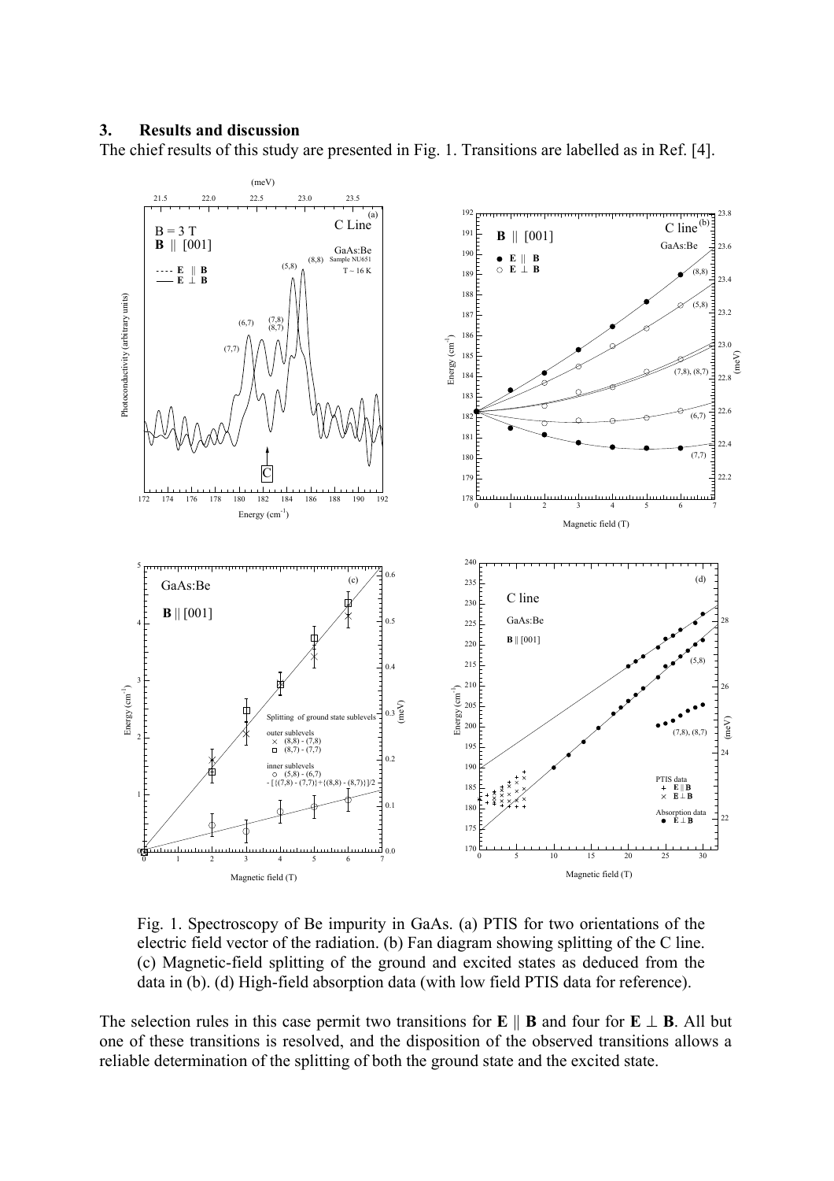## 3. Results and discussion

The chief results of this study are presented in Fig. 1. Transitions are labelled as in Ref. [4].

Fig. 1. Spectroscopy of Be impurity in GaAs. (a) PTIS for two orientations of the electric field vector of the radiation. (b) Fan diagram showing splitting of the C line. (c) Magnetic-field splitting of the ground and excited states as deduced from the data in (b). (d) High-field absorption data (with low field PTIS data for reference).

The selection rules in this case permit two transitions for **E** ∥ **B** and four for **E** ⊥ **B**. All but one of these transitions is resolved, and the disposition of the observed transitions allows a reliable determination of the splitting of both the ground state and the excited state.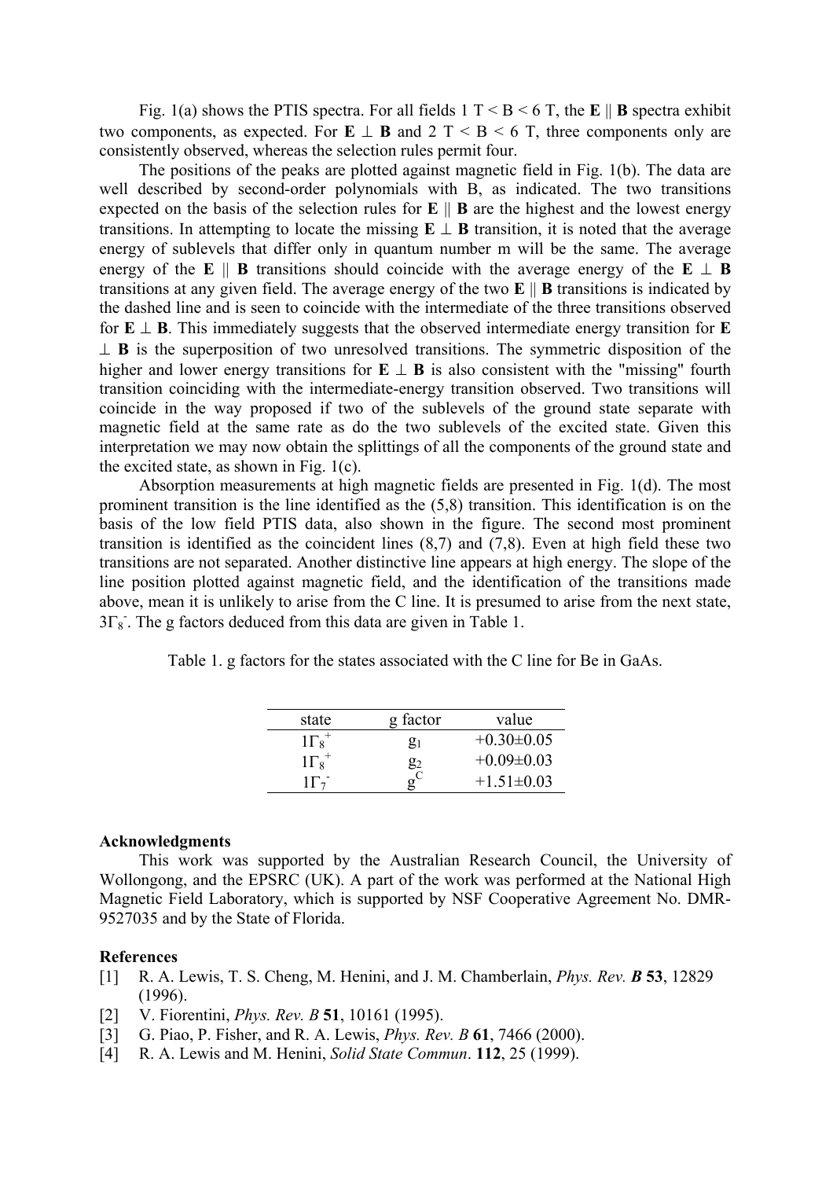Fig. 1(a) shows the PTIS spectra. For all fields 1 T < B < 6 T, the **E** || **B** spectra exhibit two components, as expected. For **E** ⊥ **B** and 2 T < B < 6 T, three components only are consistently observed, whereas the selection rules permit four.

The positions of the peaks are plotted against magnetic field in Fig. 1(b). The data are well described by second-order polynomials with B, as indicated. The two transitions expected on the basis of the selection rules for **E** || **B** are the highest and the lowest energy transitions. In attempting to locate the missing **E** ⊥ **B** transition, it is noted that the average energy of sublevels that differ only in quantum number m will be the same. The average energy of the **E** || **B** transitions should coincide with the average energy of the **E** ⊥ **B** transitions at any given field. The average energy of the two **E** || **B** transitions is indicated by the dashed line and is seen to coincide with the intermediate of the three transitions observed for **E** ⊥ **B**. This immediately suggests that the observed intermediate energy transition for **E** ⊥ **B** is the superposition of two unresolved transitions. The symmetric disposition of the higher and lower energy transitions for **E** ⊥ **B** is also consistent with the "missing" fourth transition coinciding with the intermediate-energy transition observed. Two transitions will coincide in the way proposed if two of the sublevels of the ground state separate with magnetic field at the same rate as do the two sublevels of the excited state. Given this interpretation we may now obtain the splittings of all the components of the ground state and the excited state, as shown in Fig. 1(c).

Absorption measurements at high magnetic fields are presented in Fig. 1(d). The most prominent transition is the line identified as the (5,8) transition. This identification is on the basis of the low field PTIS data, also shown in the figure. The second most prominent transition is identified as the coincident lines (8,7) and (7,8). Even at high field these two transitions are not separated. Another distinctive line appears at high energy. The slope of the line position plotted against magnetic field, and the identification of the transitions made above, mean it is unlikely to arise from the C line. It is presumed to arise from the next state, $3\Gamma_8^-$. The g factors deduced from this data are given in Table 1.

Table 1. g factors for the states associated with the C line for Be in GaAs.

| state | g factor | value |
|---|---|---|
| $1\Gamma_8^+$ | $g_1$ | +0.30±0.05 |
| $1\Gamma_8^+$ | $g_2$ | +0.09±0.03 |
| $1\Gamma_7^-$ | $g^C$ | +1.51±0.03 |

**Acknowledgments**

This work was supported by the Australian Research Council, the University of Wollongong, and the EPSRC (UK). A part of the work was performed at the National High Magnetic Field Laboratory, which is supported by NSF Cooperative Agreement No. DMR-9527035 and by the State of Florida.

**References**

[1] R. A. Lewis, T. S. Cheng, M. Henini, and J. M. Chamberlain, *Phys. Rev. B* **53**, 12829 (1996).

[2] V. Fiorentini, *Phys. Rev. B* **51**, 10161 (1995).

[3] G. Piao, P. Fisher, and R. A. Lewis, *Phys. Rev. B* **61**, 7466 (2000).

[4] R. A. Lewis and M. Henini, *Solid State Commun*. **112**, 25 (1999).